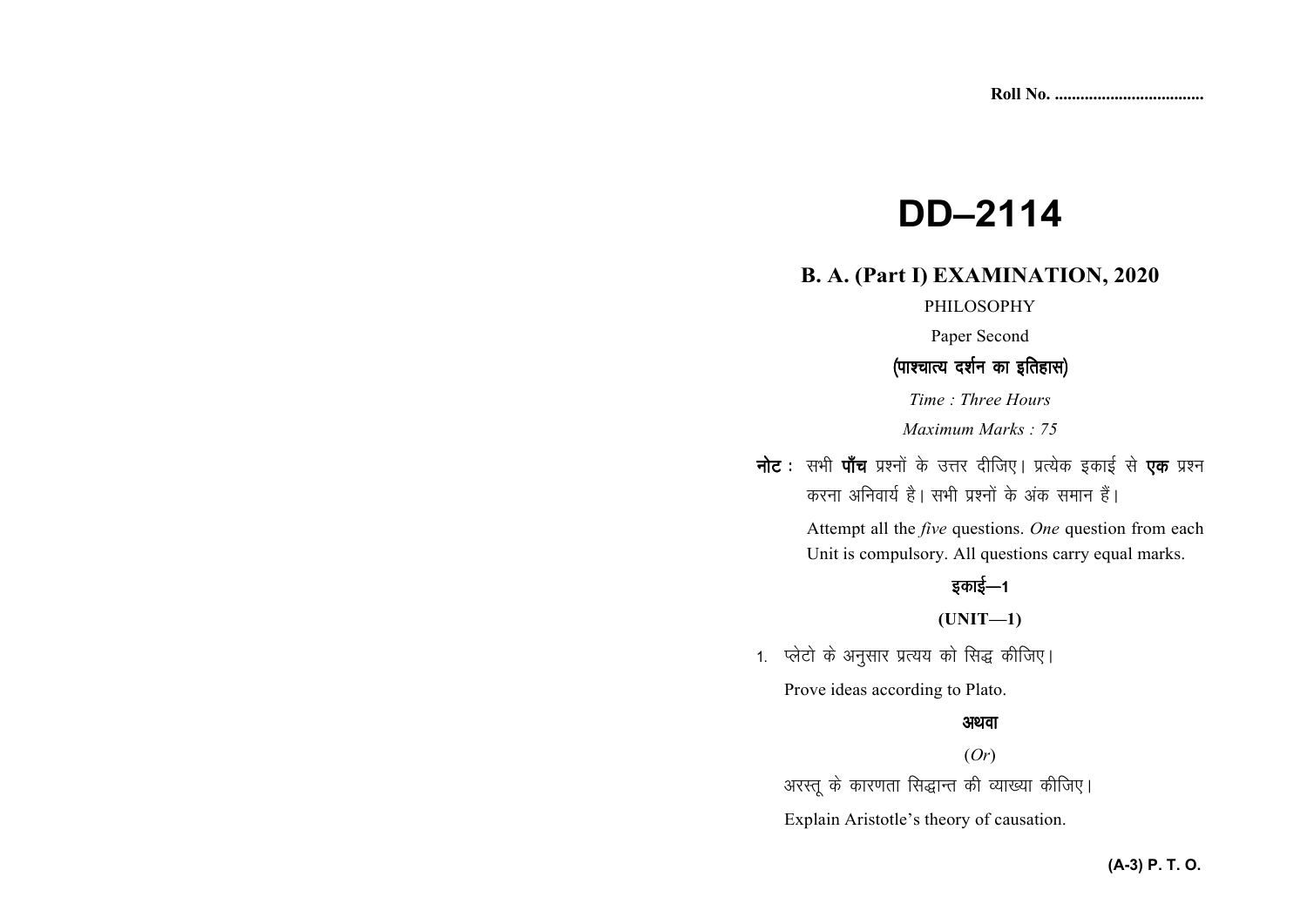Roll No. ..................................

# DD–2114

## B. A. (Part I) EXAMINATION, 2020

PHILOSOPHY

Paper Second

(पाश्चात्य दर्शन का इतिहास)

*Time : Three Hours*

*Maximum Marks : 75*

**नोट :** सभी **पाँच** प्रश्नों के उत्तर दीजिए। प्रत्येक इकाई से **एक** प्रश्न करना अनिवार्य है। सभी प्रश्नों के अंक समान हैं।

Attempt all the *five* questions. *One* question from each Unit is compulsory. All questions carry equal marks.

### इकाई—1

### (UNIT—1)

1. प्लेटो के अनुसार प्रत्यय को सिद्ध कीजिए।

   Prove ideas according to Plato.

   **अथवा**

   (*Or*)

   अरस्तू के कारणता सिद्धान्त की व्याख्या कीजिए।

   Explain Aristotle's theory of causation.

(A-3) P. T. O.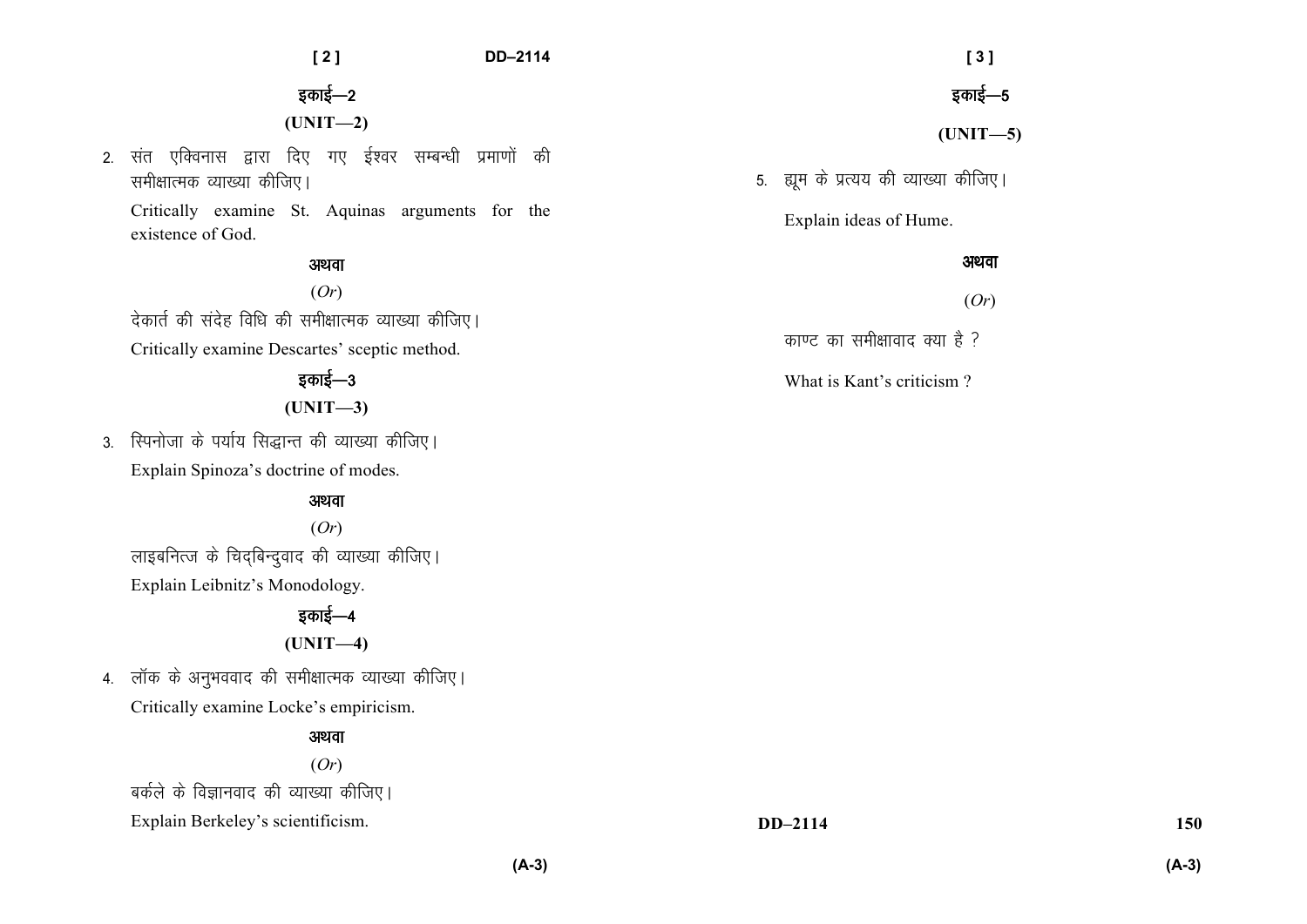## इकाई—2

**(UNIT—2)**

2. संत एक्विनास द्वारा दिए गए ईश्वर सम्बन्धी प्रमाणों की समीक्षात्मक व्याख्या कीजिए।

   Critically examine St. Aquinas arguments for the existence of God.

   **अथवा**

   (*Or*)

   देकार्त की संदेह विधि की समीक्षात्मक व्याख्या कीजिए।

   Critically examine Descartes' sceptic method.

## इकाई—3

**(UNIT—3)**

3. स्पिनोजा के पर्याय सिद्धान्त की व्याख्या कीजिए।

   Explain Spinoza's doctrine of modes.

   **अथवा**

   (*Or*)

   लाइबनित्ज के चिद्बिन्दुवाद की व्याख्या कीजिए।

   Explain Leibnitz's Monodology.

## इकाई—4

**(UNIT—4)**

4. लॉक के अनुभववाद की समीक्षात्मक व्याख्या कीजिए।

   Critically examine Locke's empiricism.

   **अथवा**

   (*Or*)

   बर्कले के विज्ञानवाद की व्याख्या कीजिए।

   Explain Berkeley's scientificism.

## इकाई—5

**(UNIT—5)**

5. ह्यूम के प्रत्यय की व्याख्या कीजिए।

   Explain ideas of Hume.

   **अथवा**

   (*Or*)

   काण्ट का समीक्षावाद क्या है ?

   What is Kant's criticism ?